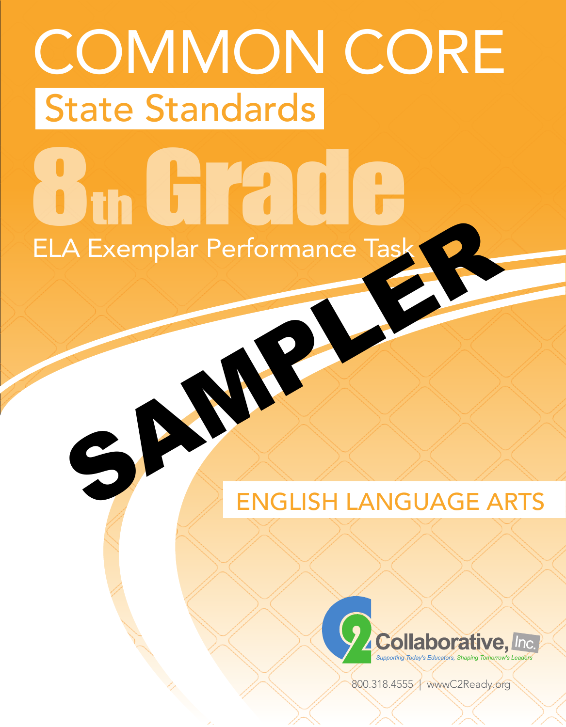# COMMON CORE

## State Standards

# 8th Grade

ELA Exemplar Performance Task

SAMPLER

ENGLISH LANGUAGE ARTS

C2 Collaborative, Inc.

Supporting Today's Educators, Shaping Tomorrow's Leaders

800.318.4555 | wwwC2Ready.org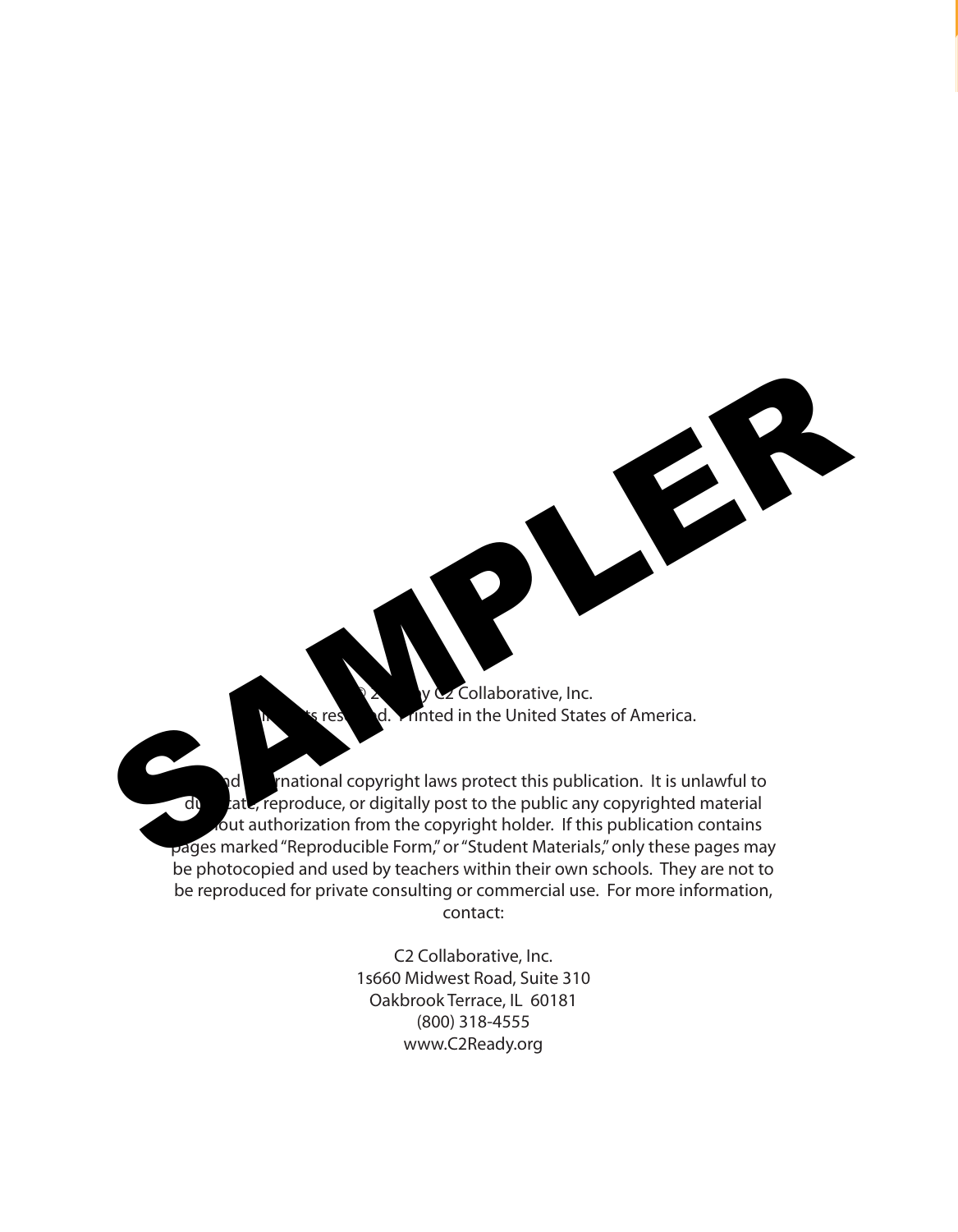© 2… by C2 Collaborative, Inc.
All rights reserved. Printed in the United States of America.

U.S. and international copyright laws protect this publication. It is unlawful to duplicate, reproduce, or digitally post to the public any copyrighted material without authorization from the copyright holder. If this publication contains pages marked "Reproducible Form," or "Student Materials," only these pages may be photocopied and used by teachers within their own schools. They are not to be reproduced for private consulting or commercial use. For more information, contact:

C2 Collaborative, Inc.
1s660 Midwest Road, Suite 310
Oakbrook Terrace, IL 60181
(800) 318-4555
www.C2Ready.org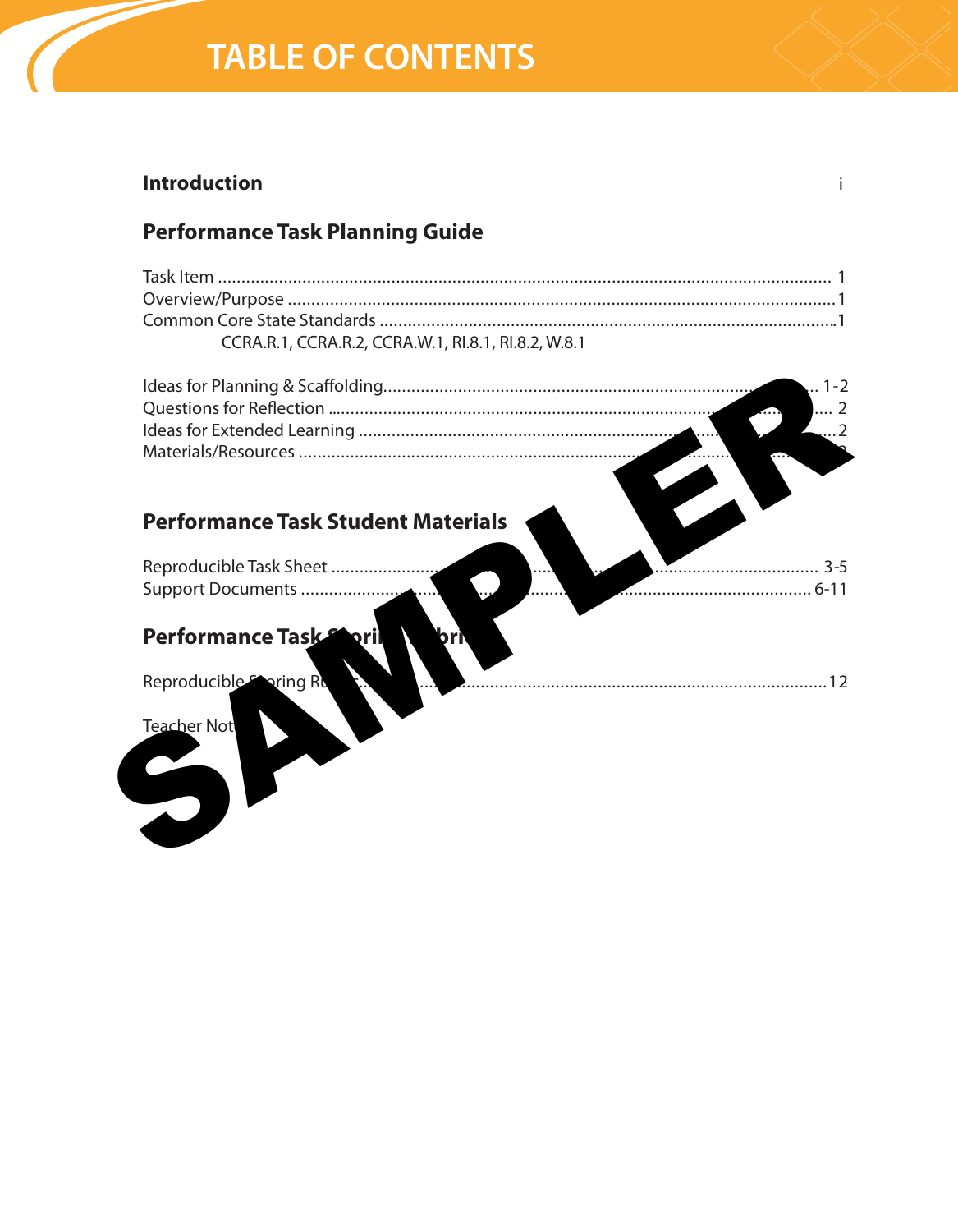# TABLE OF CONTENTS

**Introduction** i

## Performance Task Planning Guide

Task Item ........................................................................................................................ 1
Overview/Purpose ..............................................................................................................1
Common Core State Standards ............................................................................................1
CCRA.R.1, CCRA.R.2, CCRA.W.1, RI.8.1, RI.8.2, W.8.1

Ideas for Planning & Scaffolding.......................................................................................... 1-2
Questions for Reflection ..................................................................................................... 2
Ideas for Extended Learning ................................................................................................2
Materials/Resources ..........................................................................................................2

## Performance Task Student Materials

Reproducible Task Sheet ...................................................................................................... 3-5
Support Documents .......................................................................................................... 6-11

## Performance Task Scoring Rubric

Reproducible Scoring Rubric................................................................................................12

Teacher Notes

SAMPLER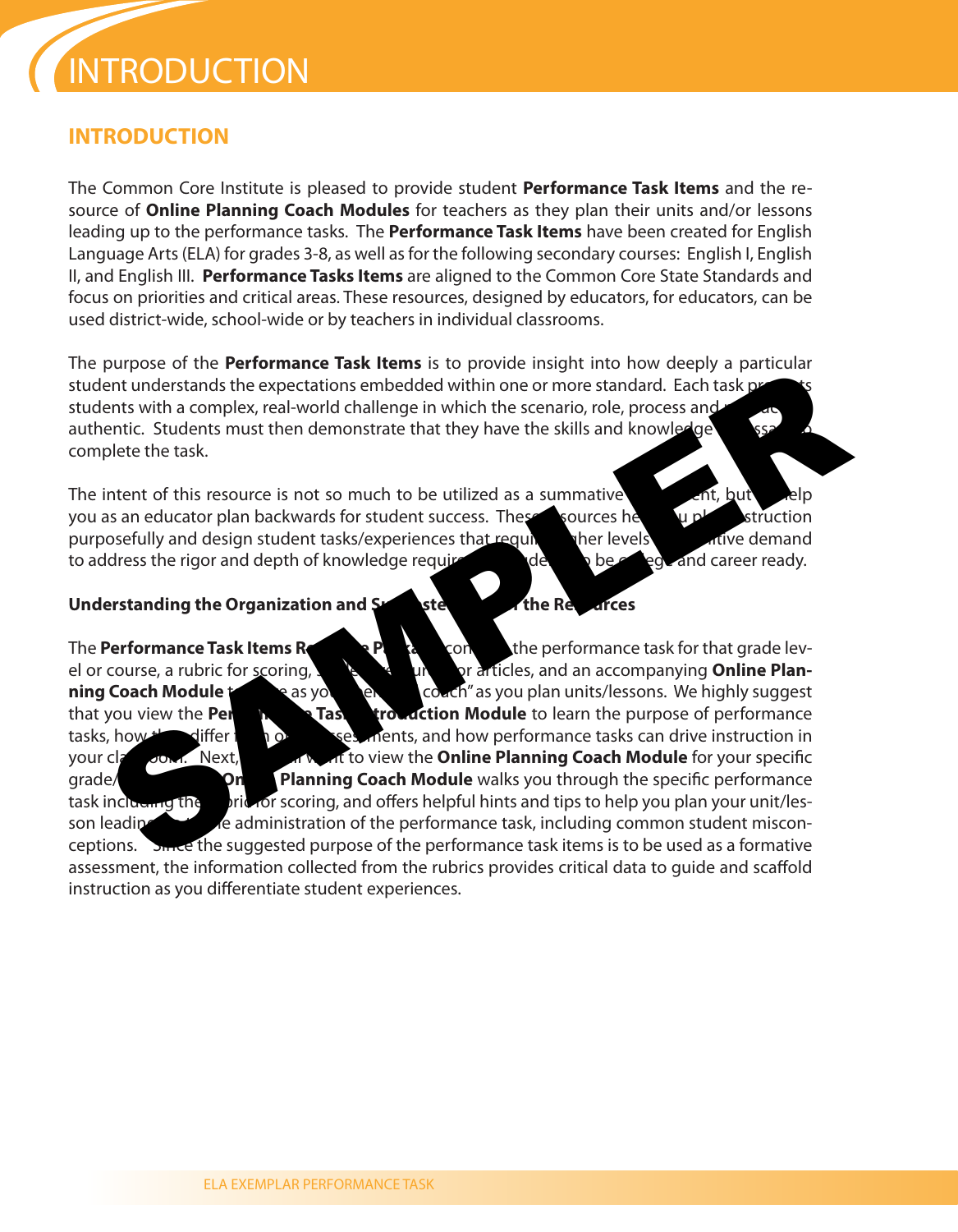# INTRODUCTION

The Common Core Institute is pleased to provide student **Performance Task Items** and the resource of **Online Planning Coach Modules** for teachers as they plan their units and/or lessons leading up to the performance tasks. The **Performance Task Items** have been created for English Language Arts (ELA) for grades 3-8, as well as for the following secondary courses: English I, English II, and English III. **Performance Tasks Items** are aligned to the Common Core State Standards and focus on priorities and critical areas. These resources, designed by educators, for educators, can be used district-wide, school-wide or by teachers in individual classrooms.

The purpose of the **Performance Task Items** is to provide insight into how deeply a particular student understands the expectations embedded within one or more standard. Each task presents students with a complex, real-world challenge in which the scenario, role, process and product are authentic. Students must then demonstrate that they have the skills and knowledge necessary to complete the task.

The intent of this resource is not so much to be utilized as a summative assessment, but to help you as an educator plan backwards for student success. These resources help you plan instruction purposefully and design student tasks/experiences that require higher levels of cognitive demand to address the rigor and depth of knowledge required for students to be college and career ready.

**Understanding the Organization and Suggested Use of the Resources**

The **Performance Task Items Resource Package** contains the performance task for that grade level or course, a rubric for scoring, suggested literature and/or articles, and an accompanying **Online Planning Coach Module** to serve as your personal "coach" as you plan units/lessons. We highly suggest that you view the **Performance Task Introduction Module** to learn the purpose of performance tasks, how they differ from other assessments, and how performance tasks can drive instruction in your classroom. Next, you will want to view the **Online Planning Coach Module** for your specific grade/course. The **Online Planning Coach Module** walks you through the specific performance task including the rubric for scoring, and offers helpful hints and tips to help you plan your unit/lesson leading up to the administration of the performance task, including common student misconceptions. Since the suggested purpose of the performance task items is to be used as a formative assessment, the information collected from the rubrics provides critical data to guide and scaffold instruction as you differentiate student experiences.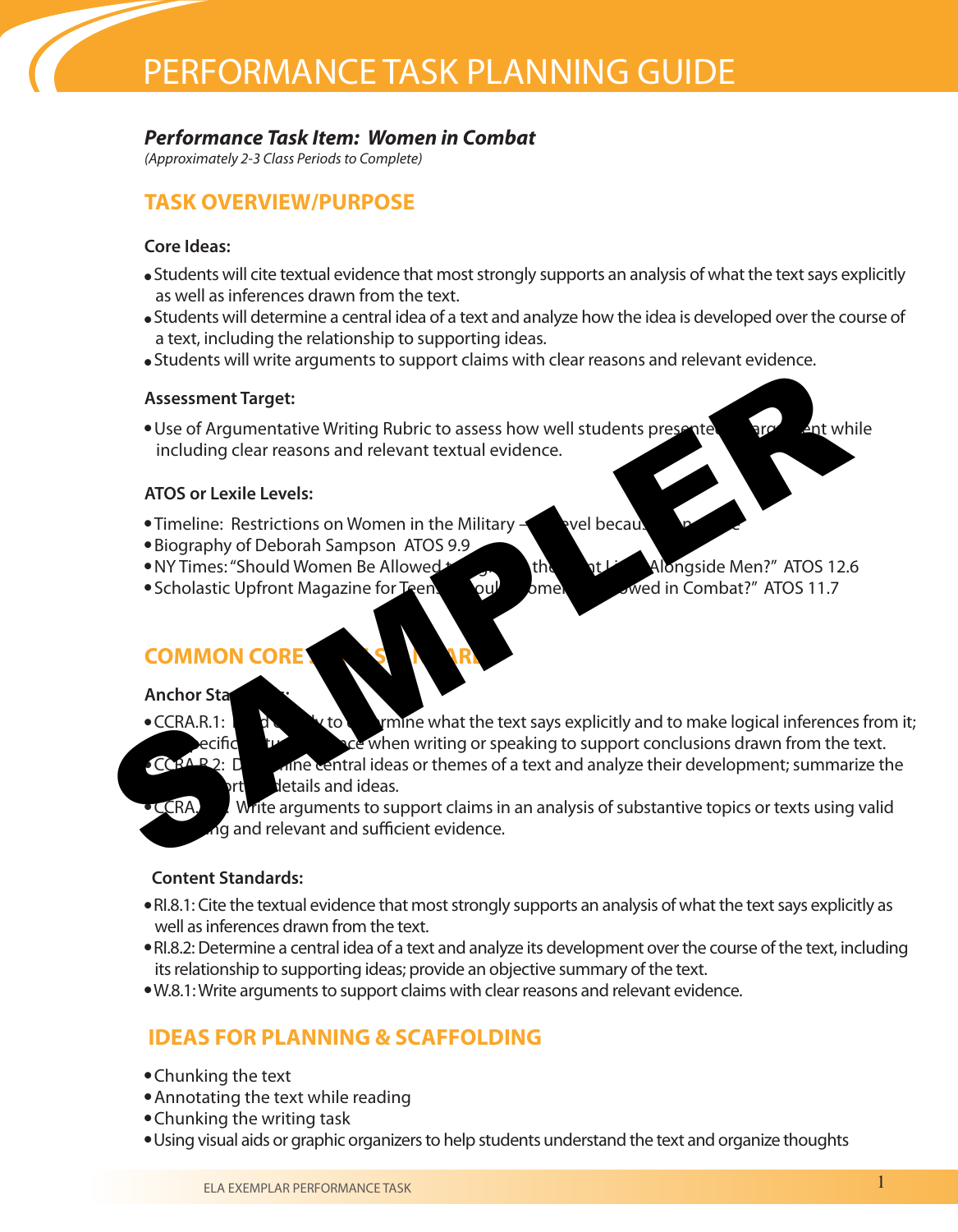# PERFORMANCE TASK PLANNING GUIDE

***Performance Task Item: Women in Combat***
*(Approximately 2-3 Class Periods to Complete)*

## TASK OVERVIEW/PURPOSE

**Core Ideas:**

- Students will cite textual evidence that most strongly supports an analysis of what the text says explicitly as well as inferences drawn from the text.
- Students will determine a central idea of a text and analyze how the idea is developed over the course of a text, including the relationship to supporting ideas.
- Students will write arguments to support claims with clear reasons and relevant evidence.

**Assessment Target:**

- Use of Argumentative Writing Rubric to assess how well students presented an argument while including clear reasons and relevant textual evidence.

**ATOS or Lexile Levels:**

- Timeline: Restrictions on Women in the Military – no level because it is a table
- Biography of Deborah Sampson ATOS 9.9
- NY Times: "Should Women Be Allowed to Fight on the Front Lines Alongside Men?" ATOS 12.6
- Scholastic Upfront Magazine for Teens: "Should Women Be Allowed in Combat?" ATOS 11.7

## COMMON CORE STATE STANDARDS

**Anchor Standards:**

- CCRA.R.1: Read closely to determine what the text says explicitly and to make logical inferences from it; cite specific textual evidence when writing or speaking to support conclusions drawn from the text.
- CCRA.R.2: Determine central ideas or themes of a text and analyze their development; summarize the key supporting details and ideas.
- CCRA.W.1: Write arguments to support claims in an analysis of substantive topics or texts using valid reasoning and relevant and sufficient evidence.

**Content Standards:**

- RI.8.1: Cite the textual evidence that most strongly supports an analysis of what the text says explicitly as well as inferences drawn from the text.
- RI.8.2: Determine a central idea of a text and analyze its development over the course of the text, including its relationship to supporting ideas; provide an objective summary of the text.
- W.8.1: Write arguments to support claims with clear reasons and relevant evidence.

## IDEAS FOR PLANNING & SCAFFOLDING

- Chunking the text
- Annotating the text while reading
- Chunking the writing task
- Using visual aids or graphic organizers to help students understand the text and organize thoughts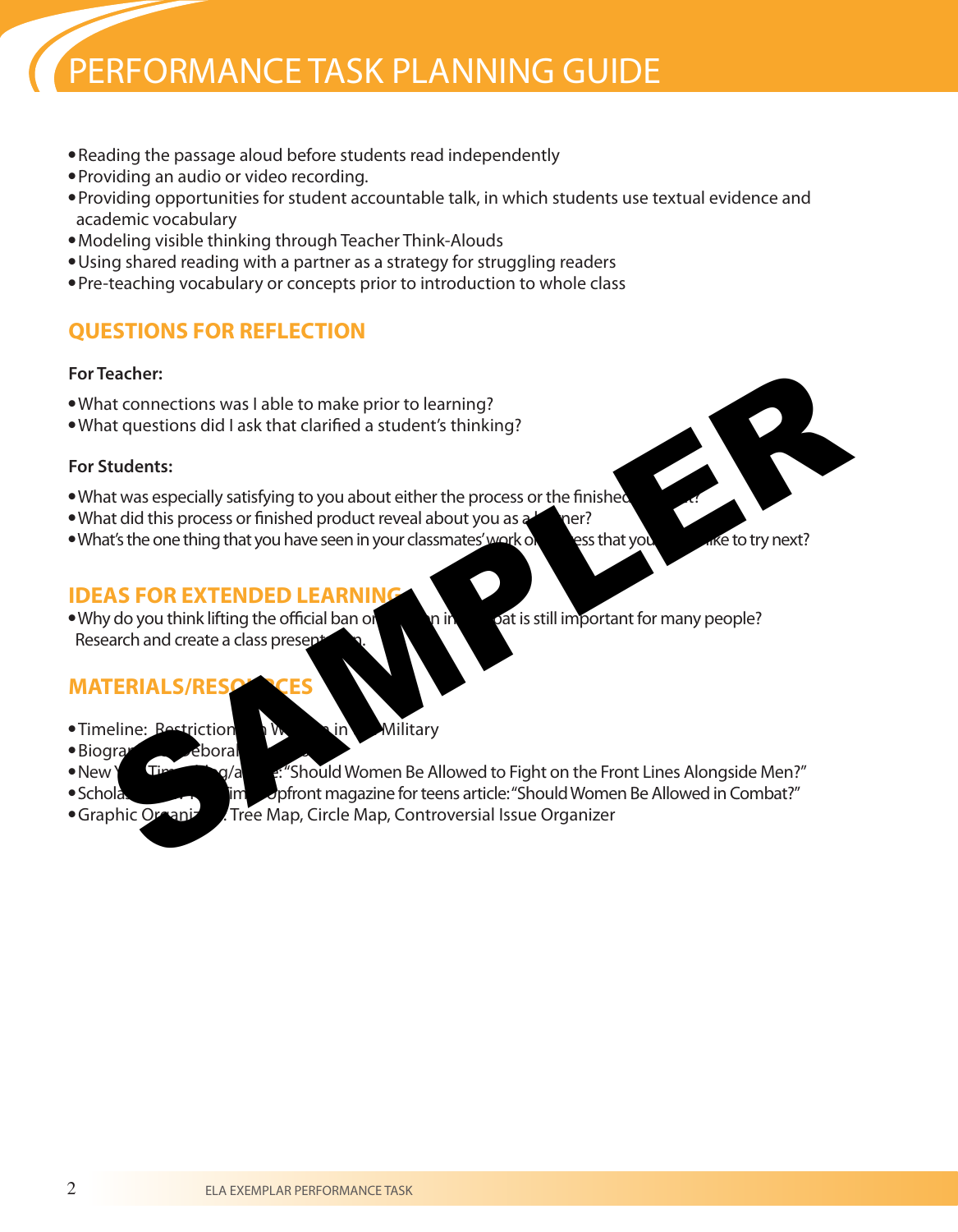- Reading the passage aloud before students read independently
- Providing an audio or video recording.
- Providing opportunities for student accountable talk, in which students use textual evidence and academic vocabulary
- Modeling visible thinking through Teacher Think-Alouds
- Using shared reading with a partner as a strategy for struggling readers
- Pre-teaching vocabulary or concepts prior to introduction to whole class

## QUESTIONS FOR REFLECTION

**For Teacher:**

- What connections was I able to make prior to learning?
- What questions did I ask that clarified a student's thinking?

**For Students:**

- What was especially satisfying to you about either the process or the finished product?
- What did this process or finished product reveal about you as a learner?
- What's the one thing that you have seen in your classmates' work or process that you would like to try next?

## IDEAS FOR EXTENDED LEARNING

- Why do you think lifting the official ban on women in combat is still important for many people? Research and create a class presentation.

## MATERIALS/RESOURCES

- Timeline: Restrictions on Women in the Military
- Biography: Deborah Sampson
- New York Times blog/article: "Should Women Be Allowed to Fight on the Front Lines Alongside Men?"
- Scholastic/New York Times Upfront magazine for teens article: "Should Women Be Allowed in Combat?"
- Graphic Organizers: Tree Map, Circle Map, Controversial Issue Organizer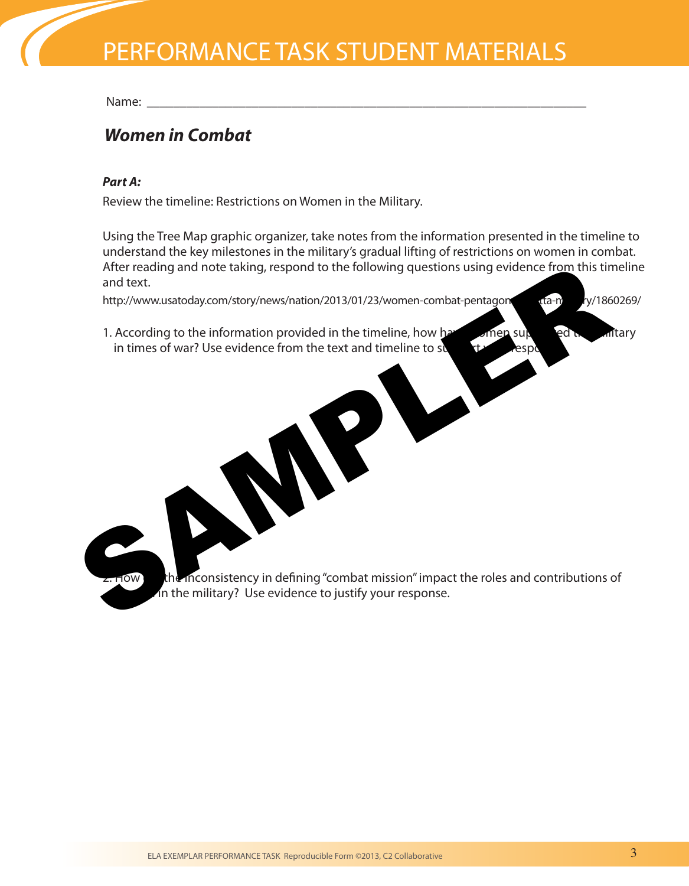# PERFORMANCE TASK STUDENT MATERIALS

Name: ___________________________________________________________________

## *Women in Combat*

***Part A:***

Review the timeline: Restrictions on Women in the Military.

Using the Tree Map graphic organizer, take notes from the information presented in the timeline to understand the key milestones in the military's gradual lifting of restrictions on women in combat. After reading and note taking, respond to the following questions using evidence from this timeline and text.

http://www.usatoday.com/story/news/nation/2013/01/23/women-combat-pentagon-...tta-m...ry/1860269/

1. According to the information provided in the timeline, how ha... omen sup...ed t... ...itary in times of war? Use evidence from the text and timeline to su...rt ... respo...

2. How ... the inconsistency in defining "combat mission" impact the roles and contributions of ... in the military? Use evidence to justify your response.

SAMPLER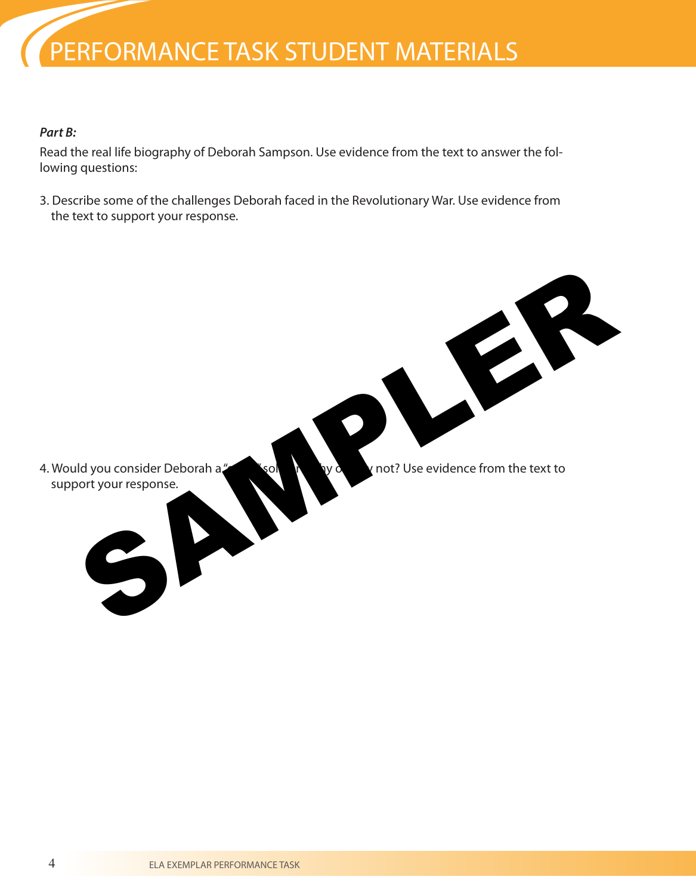***Part B:***

Read the real life biography of Deborah Sampson. Use evidence from the text to answer the following questions:

3. Describe some of the challenges Deborah faced in the Revolutionary War. Use evidence from the text to support your response.

4. Would you consider Deborah a “ ” soldier? Why or why not? Use evidence from the text to support your response.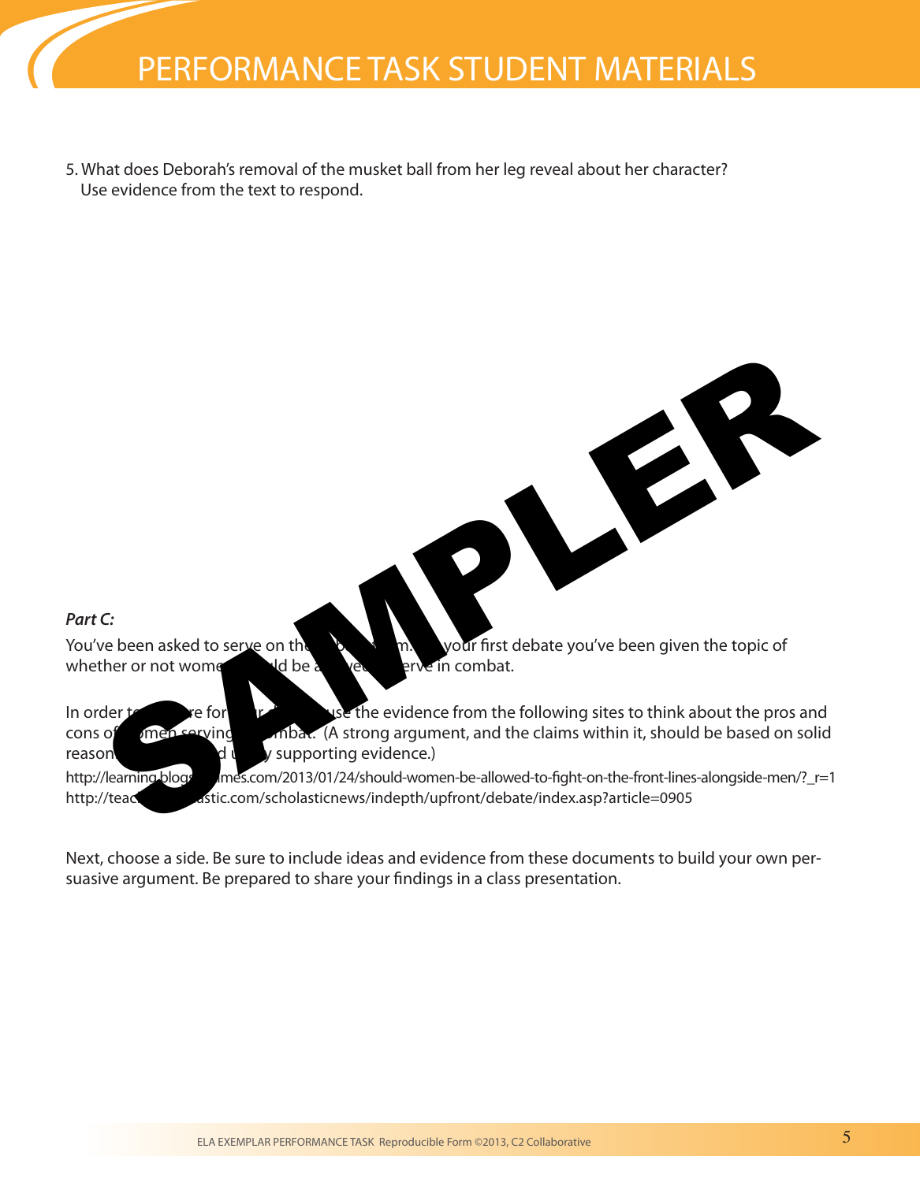5. What does Deborah's removal of the musket ball from her leg reveal about her character? Use evidence from the text to respond.

***Part C:***

You've been asked to serve on the debate team. For your first debate you've been given the topic of whether or not women should be allowed to serve in combat.

In order to prepare for your debate, use the evidence from the following sites to think about the pros and cons of women serving in combat. (A strong argument, and the claims within it, should be based on solid reasoning and backed up by supporting evidence.)

http://learning.blogs.nytimes.com/2013/01/24/should-women-be-allowed-to-fight-on-the-front-lines-alongside-men/?_r=1
http://teacher.scholastic.com/scholasticnews/indepth/upfront/debate/index.asp?article=0905

Next, choose a side. Be sure to include ideas and evidence from these documents to build your own persuasive argument. Be prepared to share your findings in a class presentation.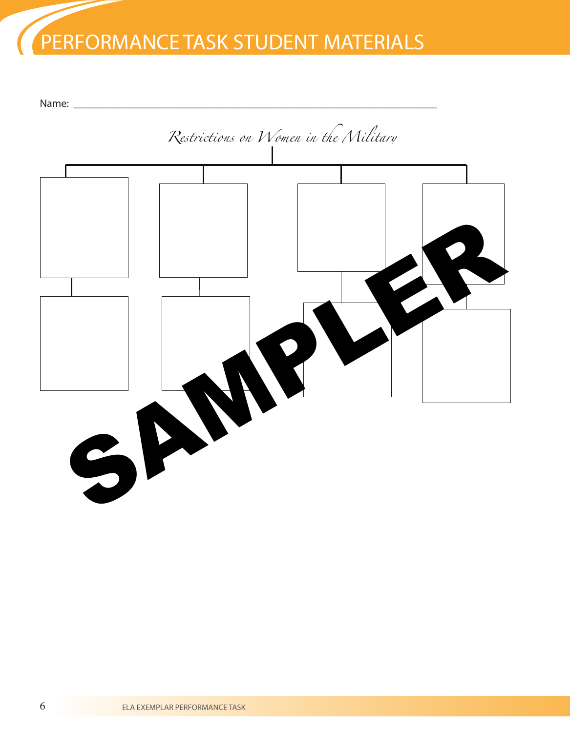Name: ___________________________________________________________________

*Restrictions on Women in the Military*

SAMPLER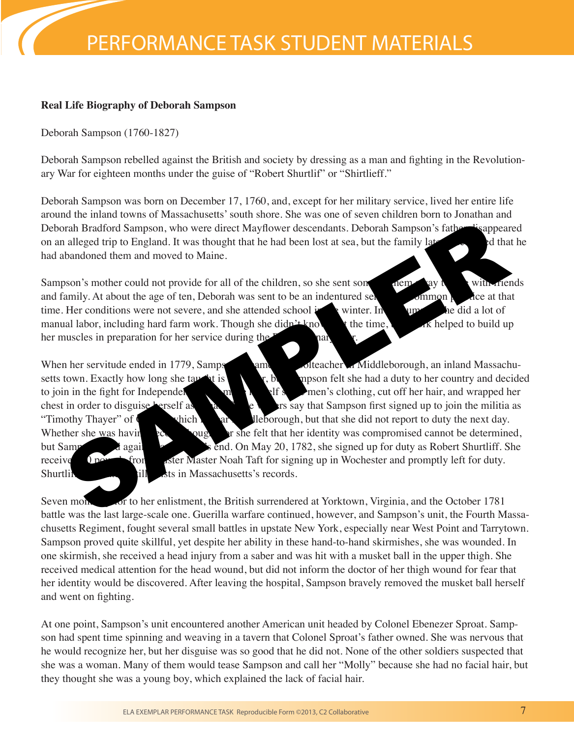**Real Life Biography of Deborah Sampson**

Deborah Sampson (1760-1827)

Deborah Sampson rebelled against the British and society by dressing as a man and fighting in the Revolutionary War for eighteen months under the guise of "Robert Shurtlif" or "Shirtlieff."

Deborah Sampson was born on December 17, 1760, and, except for her military service, lived her entire life around the inland towns of Massachusetts' south shore. She was one of seven children born to Jonathan and Deborah Bradford Sampson, who were direct Mayflower descendants. Deborah Sampson's father disappeared on an alleged trip to England. It was thought that he had been lost at sea, but the family later learned that he had abandoned them and moved to Maine.

Sampson's mother could not provide for all of the children, so she sent some of them away to live with friends and family. At about the age of ten, Deborah was sent to be an indentured servant, a common practice at that time. Her conditions were not severe, and she attended school in the winter. In the summer, she did a lot of manual labor, including hard farm work. Though she didn't know it at the time, this work helped to build up her muscles in preparation for her service during the Revolutionary War.

When her servitude ended in 1779, Sampson became a schoolteacher in Middleborough, an inland Massachusetts town. Exactly how long she taught is unclear, but Sampson felt she had a duty to her country and decided to join in the fight for Independence. She made herself some men's clothing, cut off her hair, and wrapped her chest in order to disguise herself as a man. Some writers say that Sampson first signed up to join the militia as "Timothy Thayer" of Carver, which is near Middleborough, but that she did not report to duty the next day. Whether she was having second thoughts or she felt that her identity was compromised cannot be determined, but Sampson tried again before the war's end. On May 20, 1782, she signed up for duty as Robert Shurtliff. She received 60 pounds from Muster Master Noah Taft for signing up in Wochester and promptly left for duty. Shurtliff's name still exists in Massachusetts's records.

Seven months prior to her enlistment, the British surrendered at Yorktown, Virginia, and the October 1781 battle was the last large-scale one. Guerilla warfare continued, however, and Sampson's unit, the Fourth Massachusetts Regiment, fought several small battles in upstate New York, especially near West Point and Tarrytown. Sampson proved quite skillful, yet despite her ability in these hand-to-hand skirmishes, she was wounded. In one skirmish, she received a head injury from a saber and was hit with a musket ball in the upper thigh. She received medical attention for the head wound, but did not inform the doctor of her thigh wound for fear that her identity would be discovered. After leaving the hospital, Sampson bravely removed the musket ball herself and went on fighting.

At one point, Sampson's unit encountered another American unit headed by Colonel Ebenezer Sproat. Sampson had spent time spinning and weaving in a tavern that Colonel Sproat's father owned. She was nervous that he would recognize her, but her disguise was so good that he did not. None of the other soldiers suspected that she was a woman. Many of them would tease Sampson and call her "Molly" because she had no facial hair, but they thought she was a young boy, which explained the lack of facial hair.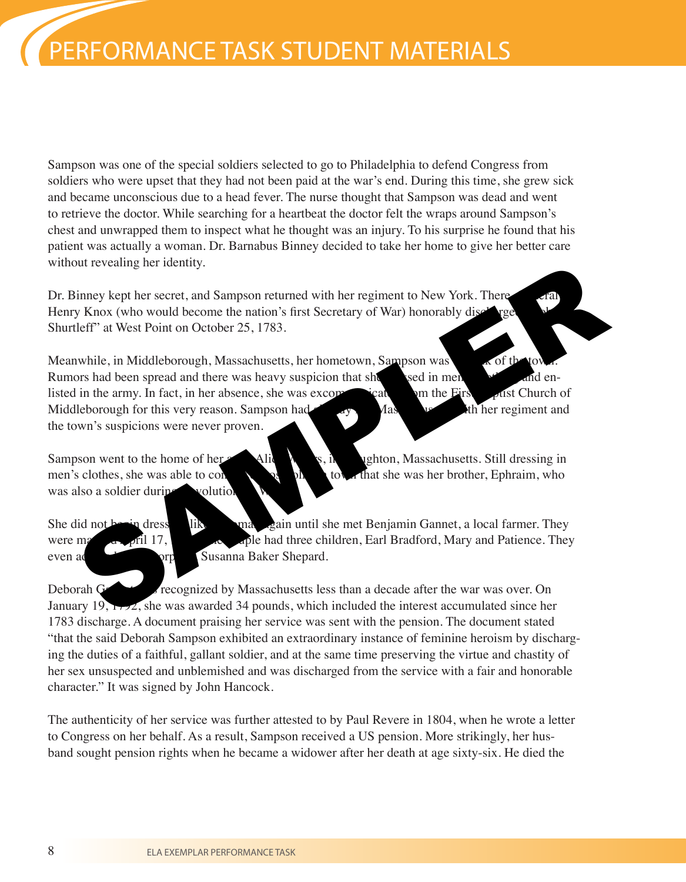Sampson was one of the special soldiers selected to go to Philadelphia to defend Congress from soldiers who were upset that they had not been paid at the war's end. During this time, she grew sick and became unconscious due to a head fever. The nurse thought that Sampson was dead and went to retrieve the doctor. While searching for a heartbeat the doctor felt the wraps around Sampson's chest and unwrapped them to inspect what he thought was an injury. To his surprise he found that his patient was actually a woman. Dr. Barnabus Binney decided to take her home to give her better care without revealing her identity.

Dr. Binney kept her secret, and Sampson returned with her regiment to New York. There General Henry Knox (who would become the nation's first Secretary of War) honorably discharged "Robert Shurtleff" at West Point on October 25, 1783.

Meanwhile, in Middleborough, Massachusetts, her hometown, Sampson was the talk of the town. Rumors had been spread and there was heavy suspicion that she dressed in men's clothing and enlisted in the army. In fact, in her absence, she was excommunicated from the First Baptist Church of Middleborough for this very reason. Sampson had already left Massachusetts with her regiment and the town's suspicions were never proven.

Sampson went to the home of her aunt, Alice Waters, in Stoughton, Massachusetts. Still dressing in men's clothes, she was able to convince most folks in town that she was her brother, Ephraim, who was also a soldier during the Revolutionary War.

She did not begin dressing like a woman again until she met Benjamin Gannet, a local farmer. They were married April 17, 1785. The couple had three children, Earl Bradford, Mary and Patience. They even adopted an orphan, Susanna Baker Shepard.

Deborah Gannet was recognized by Massachusetts less than a decade after the war was over. On January 19, 1792, she was awarded 34 pounds, which included the interest accumulated since her 1783 discharge. A document praising her service was sent with the pension. The document stated "that the said Deborah Sampson exhibited an extraordinary instance of feminine heroism by discharging the duties of a faithful, gallant soldier, and at the same time preserving the virtue and chastity of her sex unsuspected and unblemished and was discharged from the service with a fair and honorable character." It was signed by John Hancock.

The authenticity of her service was further attested to by Paul Revere in 1804, when he wrote a letter to Congress on her behalf. As a result, Sampson received a US pension. More strikingly, her husband sought pension rights when he became a widower after her death at age sixty-six. He died the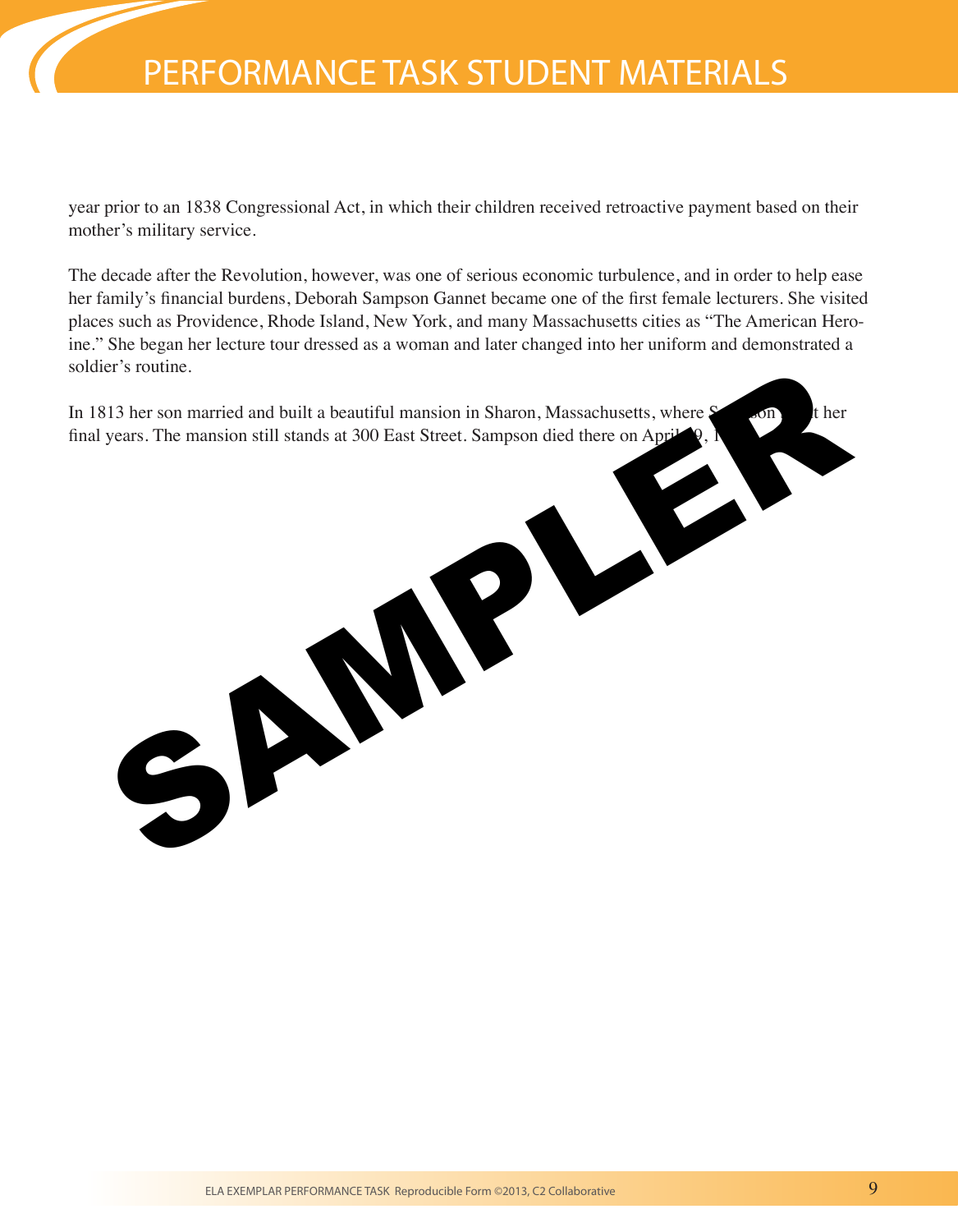year prior to an 1838 Congressional Act, in which their children received retroactive payment based on their mother's military service.

The decade after the Revolution, however, was one of serious economic turbulence, and in order to help ease her family's financial burdens, Deborah Sampson Gannet became one of the first female lecturers. She visited places such as Providence, Rhode Island, New York, and many Massachusetts cities as "The American Heroine." She began her lecture tour dressed as a woman and later changed into her uniform and demonstrated a soldier's routine.

In 1813 her son married and built a beautiful mansion in Sharon, Massachusetts, where S son t her final years. The mansion still stands at 300 East Street. Sampson died there on April 9, 1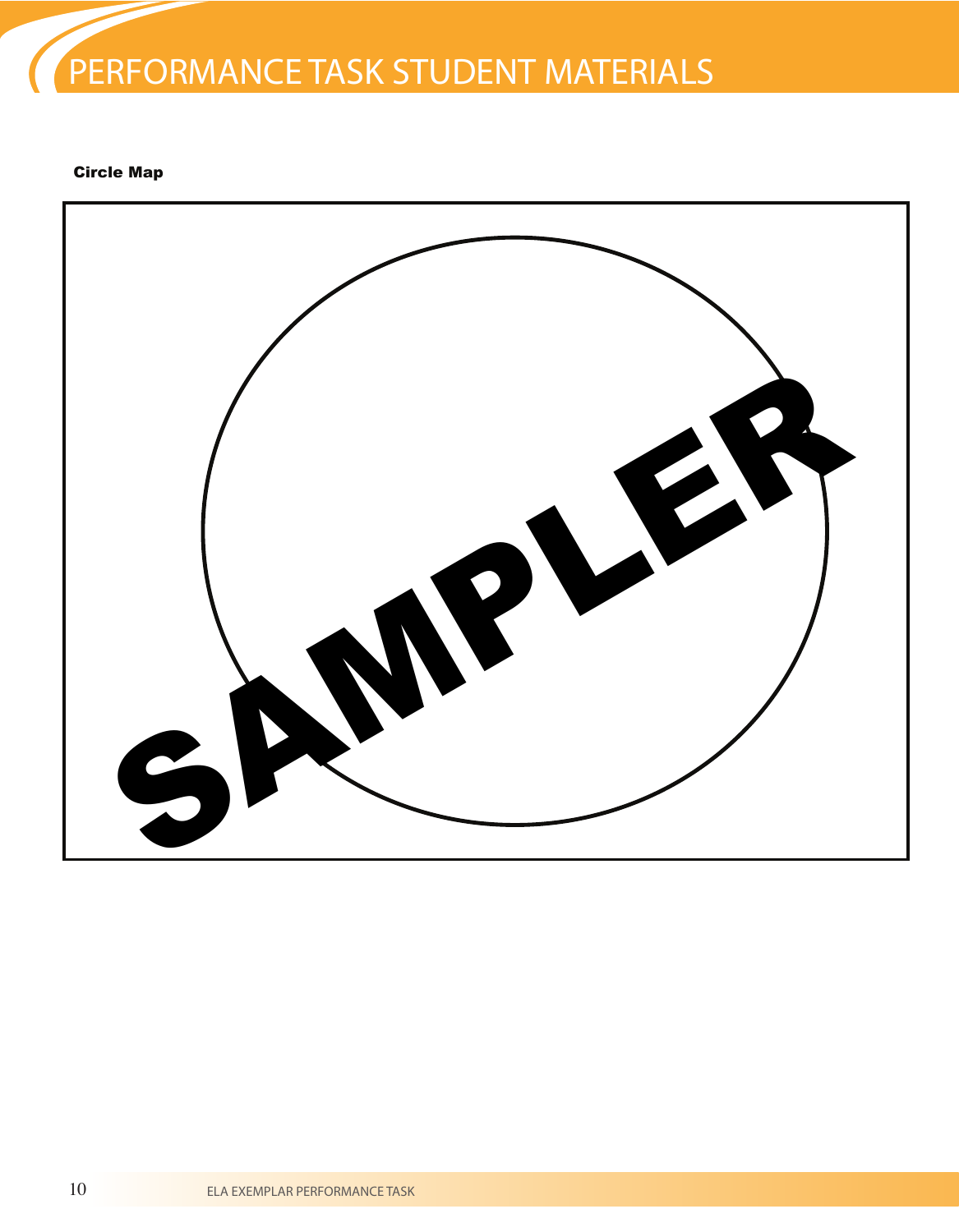**Circle Map**

SAMPLER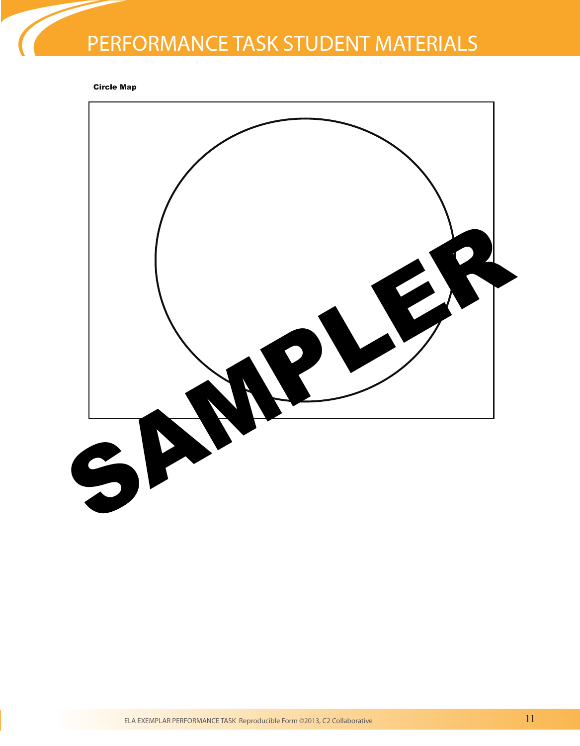**Circle Map**

SAMPLER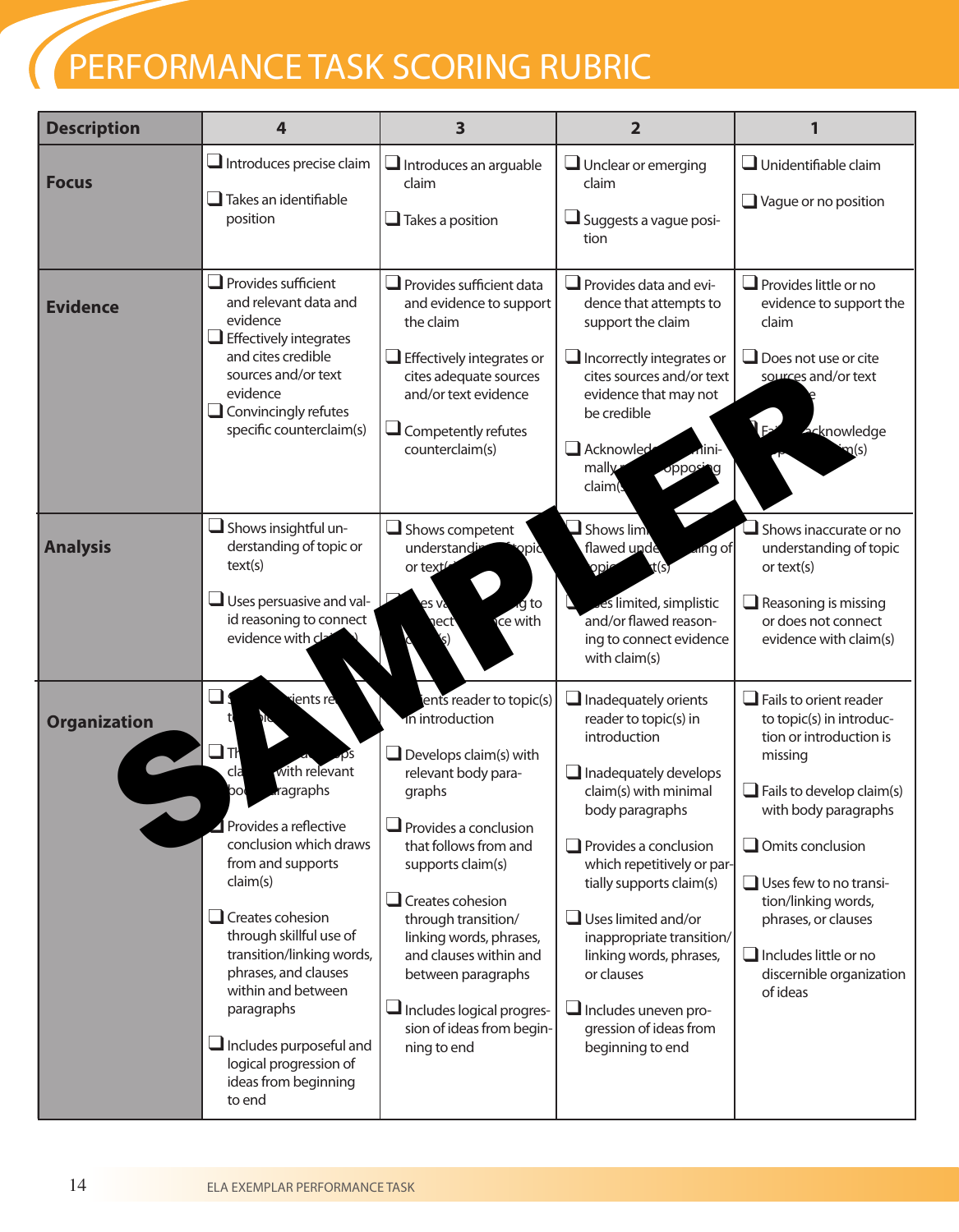# PERFORMANCE TASK SCORING RUBRIC

| Description | 4 | 3 | 2 | 1 |
|---|---|---|---|---|
| **Focus** | ❑ Introduces precise claim<br>❑ Takes an identifiable position | ❑ Introduces an arguable claim<br>❑ Takes a position | ❑ Unclear or emerging claim<br>❑ Suggests a vague position | ❑ Unidentifiable claim<br>❑ Vague or no position |
| **Evidence** | ❑ Provides sufficient and relevant data and evidence<br>❑ Effectively integrates and cites credible sources and/or text evidence<br>❑ Convincingly refutes specific counterclaim(s) | ❑ Provides sufficient data and evidence to support the claim<br>❑ Effectively integrates or cites adequate sources and/or text evidence<br>❑ Competently refutes counterclaim(s) | ❑ Provides data and evidence that attempts to support the claim<br>❑ Incorrectly integrates or cites sources and/or text evidence that may not be credible<br>❑ Acknowled... minimally ... opposing claim(... | ❑ Provides little or no evidence to support the claim<br>❑ Does not use or cite sources and/or text ...e<br>❑ Fa... acknowledge ...p... ...m(s) |
| **Analysis** | ❑ Shows insightful understanding of topic or text(s)<br>❑ Uses persuasive and valid reasoning to connect evidence with cla... | ❑ Shows competent understandin... topic or text(...<br>❑ ...es va... ...g to ...nect ...ce with c...(s) | ❑ Shows lim... flawed unde... ...ing of topi... ...t(s)<br>❑ ...es limited, simplistic and/or flawed reasoning to connect evidence with claim(s) | ❑ Shows inaccurate or no understanding of topic or text(s)<br>❑ Reasoning is missing or does not connect evidence with claim(s) |
| **Organization** | ❑ S... ...ients re... t... ...pic...<br>❑ Th... ...ps cla... with relevant bo... ...agraphs<br>❑ Provides a reflective conclusion which draws from and supports claim(s)<br>❑ Creates cohesion through skillful use of transition/linking words, phrases, and clauses within and between paragraphs<br>❑ Includes purposeful and logical progression of ideas from beginning to end | ❑ ...ients reader to topic(s) in introduction<br>❑ Develops claim(s) with relevant body paragraphs<br>❑ Provides a conclusion that follows from and supports claim(s)<br>❑ Creates cohesion through transition/linking words, phrases, and clauses within and between paragraphs<br>❑ Includes logical progression of ideas from beginning to end | ❑ Inadequately orients reader to topic(s) in introduction<br>❑ Inadequately develops claim(s) with minimal body paragraphs<br>❑ Provides a conclusion which repetitively or partially supports claim(s)<br>❑ Uses limited and/or inappropriate transition/linking words, phrases, or clauses<br>❑ Includes uneven progression of ideas from beginning to end | ❑ Fails to orient reader to topic(s) in introduction or introduction is missing<br>❑ Fails to develop claim(s) with body paragraphs<br>❑ Omits conclusion<br>❑ Uses few to no transition/linking words, phrases, or clauses<br>❑ Includes little or no discernible organization of ideas |

SAMPLER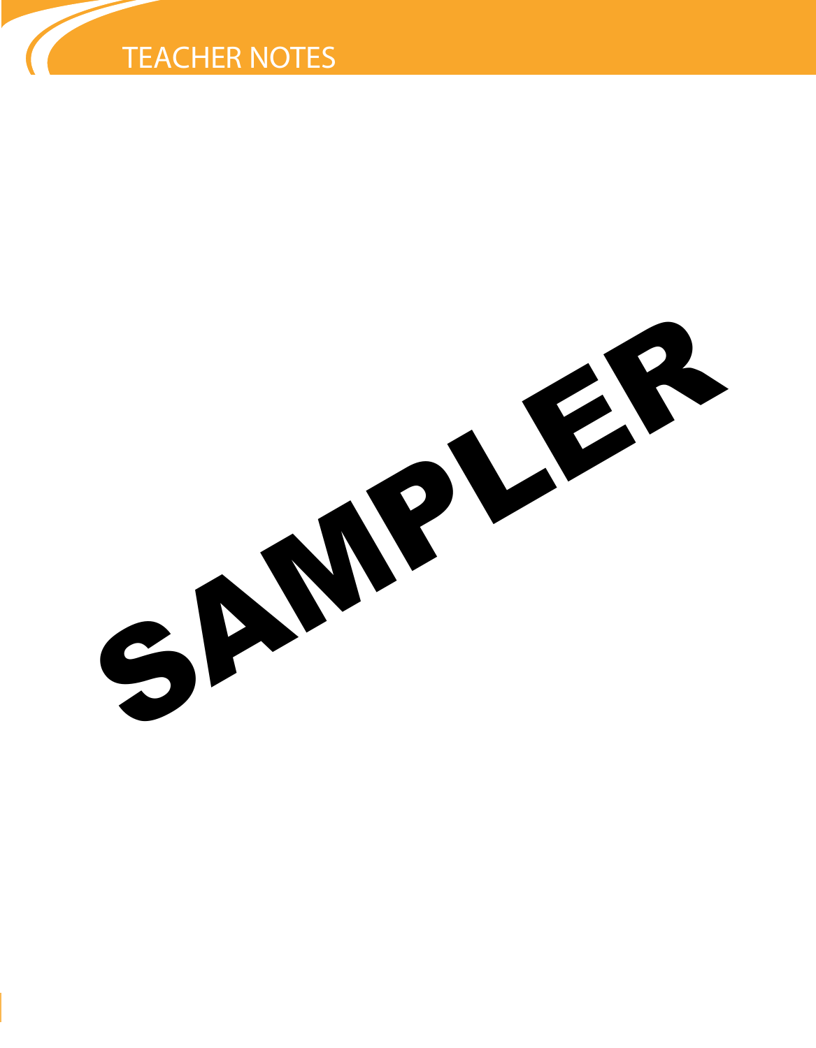# TEACHER NOTES

SAMPLER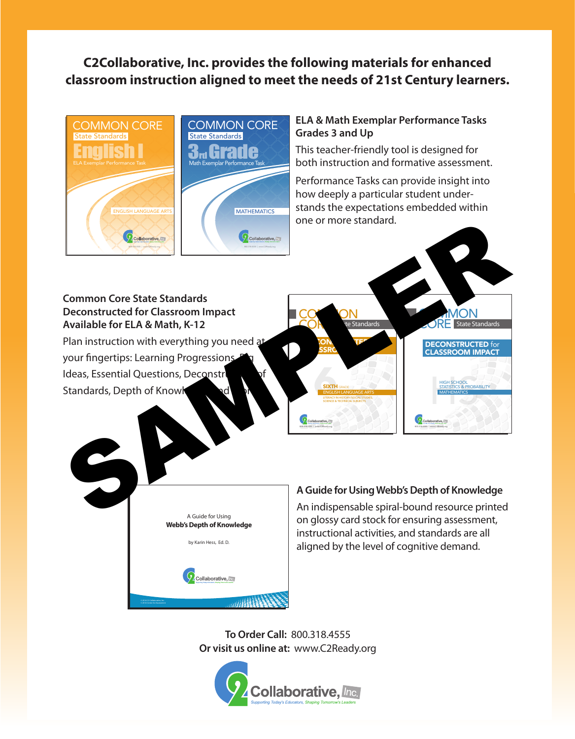**C2Collaborative, Inc. provides the following materials for enhanced classroom instruction aligned to meet the needs of 21st Century learners.**

### ELA & Math Exemplar Performance Tasks Grades 3 and Up

This teacher-friendly tool is designed for both instruction and formative assessment.

Performance Tasks can provide insight into how deeply a particular student under-stands the expectations embedded within one or more standard.

### Common Core State Standards Deconstructed for Classroom Impact Available for ELA & Math, K-12

Plan instruction with everything you need at your fingertips: Learning Progressions, Big Ideas, Essential Questions, Deconstruction of Standards, Depth of Knowledge and more.

SAMPLER

### A Guide for Using Webb's Depth of Knowledge

An indispensable spiral-bound resource printed on glossy card stock for ensuring assessment, instructional activities, and standards are all aligned by the level of cognitive demand.

**To Order Call:** 800.318.4555
**Or visit us online at:** www.C2Ready.org

C2 Collaborative, Inc.
Supporting Today's Educators, Shaping Tomorrow's Leaders